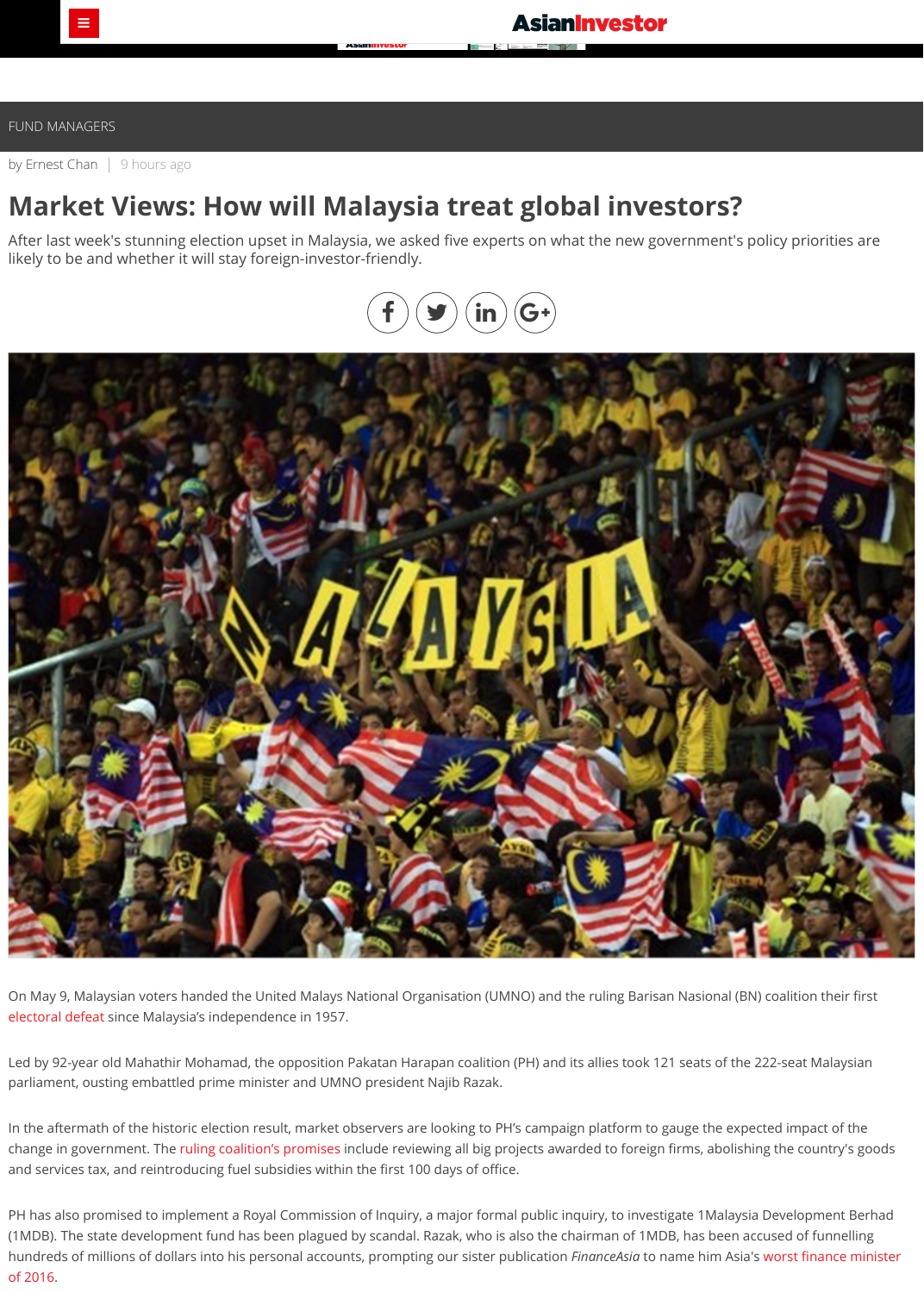FUND MANAGERS

by Ernest Chan | 9 hours ago

# Market Views: How will Malaysia treat global investors?

After last week's stunning election upset in Malaysia, we asked five experts on what the new government's policy priorities are likely to be and whether it will stay foreign-investor-friendly.

On May 9, Malaysian voters handed the United Malays National Organisation (UMNO) and the ruling Barisan Nasional (BN) coalition their first electoral defeat since Malaysia's independence in 1957.

Led by 92-year old Mahathir Mohamad, the opposition Pakatan Harapan coalition (PH) and its allies took 121 seats of the 222-seat Malaysian parliament, ousting embattled prime minister and UMNO president Najib Razak.

In the aftermath of the historic election result, market observers are looking to PH's campaign platform to gauge the expected impact of the change in government. The ruling coalition's promises include reviewing all big projects awarded to foreign firms, abolishing the country's goods and services tax, and reintroducing fuel subsidies within the first 100 days of office.

PH has also promised to implement a Royal Commission of Inquiry, a major formal public inquiry, to investigate 1Malaysia Development Berhad (1MDB). The state development fund has been plagued by scandal. Razak, who is also the chairman of 1MDB, has been accused of funnelling hundreds of millions of dollars into his personal accounts, prompting our sister publication *FinanceAsia* to name him Asia's worst finance minister of 2016.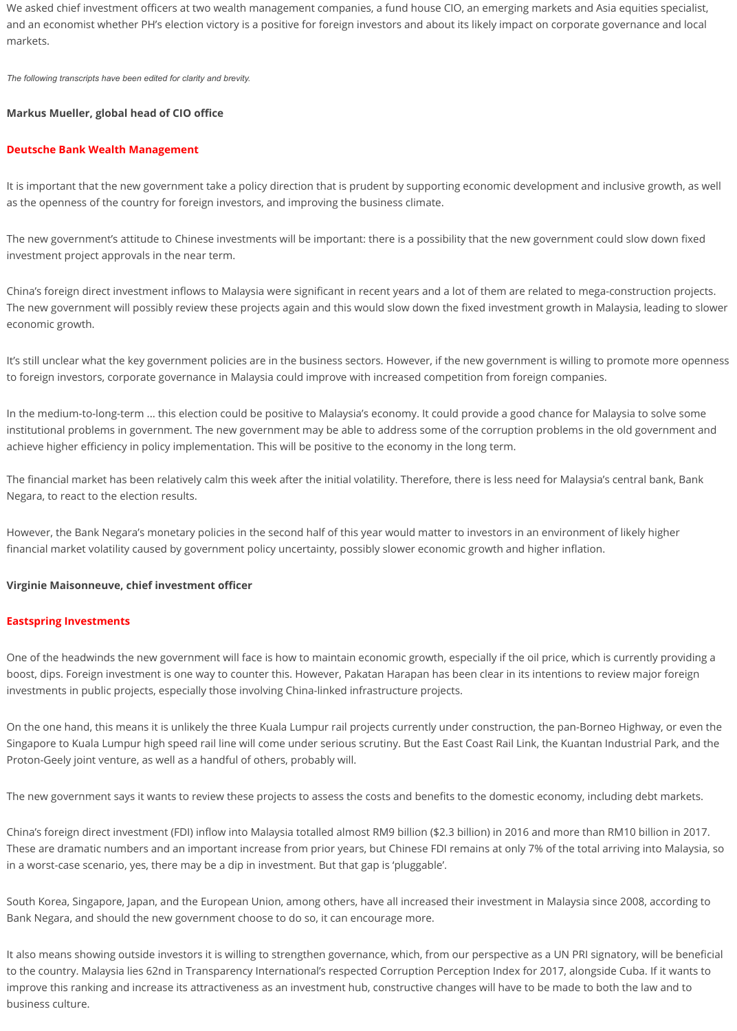We asked chief investment officers at two wealth management companies, a fund house CIO, an emerging markets and Asia equities specialist, and an economist whether PH's election victory is a positive for foreign investors and about its likely impact on corporate governance and local markets.

*The following transcripts have been edited for clarity and brevity.*

**Markus Mueller, global head of CIO office**

**Deutsche Bank Wealth Management**

It is important that the new government take a policy direction that is prudent by supporting economic development and inclusive growth, as well as the openness of the country for foreign investors, and improving the business climate.

The new government's attitude to Chinese investments will be important: there is a possibility that the new government could slow down fixed investment project approvals in the near term.

China's foreign direct investment inflows to Malaysia were significant in recent years and a lot of them are related to mega-construction projects. The new government will possibly review these projects again and this would slow down the fixed investment growth in Malaysia, leading to slower economic growth.

It's still unclear what the key government policies are in the business sectors. However, if the new government is willing to promote more openness to foreign investors, corporate governance in Malaysia could improve with increased competition from foreign companies.

In the medium-to-long-term ... this election could be positive to Malaysia's economy. It could provide a good chance for Malaysia to solve some institutional problems in government. The new government may be able to address some of the corruption problems in the old government and achieve higher efficiency in policy implementation. This will be positive to the economy in the long term.

The financial market has been relatively calm this week after the initial volatility. Therefore, there is less need for Malaysia's central bank, Bank Negara, to react to the election results.

However, the Bank Negara's monetary policies in the second half of this year would matter to investors in an environment of likely higher financial market volatility caused by government policy uncertainty, possibly slower economic growth and higher inflation.

**Virginie Maisonneuve, chief investment officer**

**Eastspring Investments**

One of the headwinds the new government will face is how to maintain economic growth, especially if the oil price, which is currently providing a boost, dips. Foreign investment is one way to counter this. However, Pakatan Harapan has been clear in its intentions to review major foreign investments in public projects, especially those involving China-linked infrastructure projects.

On the one hand, this means it is unlikely the three Kuala Lumpur rail projects currently under construction, the pan-Borneo Highway, or even the Singapore to Kuala Lumpur high speed rail line will come under serious scrutiny. But the East Coast Rail Link, the Kuantan Industrial Park, and the Proton-Geely joint venture, as well as a handful of others, probably will.

The new government says it wants to review these projects to assess the costs and benefits to the domestic economy, including debt markets.

China's foreign direct investment (FDI) inflow into Malaysia totalled almost RM9 billion ($2.3 billion) in 2016 and more than RM10 billion in 2017. These are dramatic numbers and an important increase from prior years, but Chinese FDI remains at only 7% of the total arriving into Malaysia, so in a worst-case scenario, yes, there may be a dip in investment. But that gap is 'pluggable'.

South Korea, Singapore, Japan, and the European Union, among others, have all increased their investment in Malaysia since 2008, according to Bank Negara, and should the new government choose to do so, it can encourage more.

It also means showing outside investors it is willing to strengthen governance, which, from our perspective as a UN PRI signatory, will be beneficial to the country. Malaysia lies 62nd in Transparency International's respected Corruption Perception Index for 2017, alongside Cuba. If it wants to improve this ranking and increase its attractiveness as an investment hub, constructive changes will have to be made to both the law and to business culture.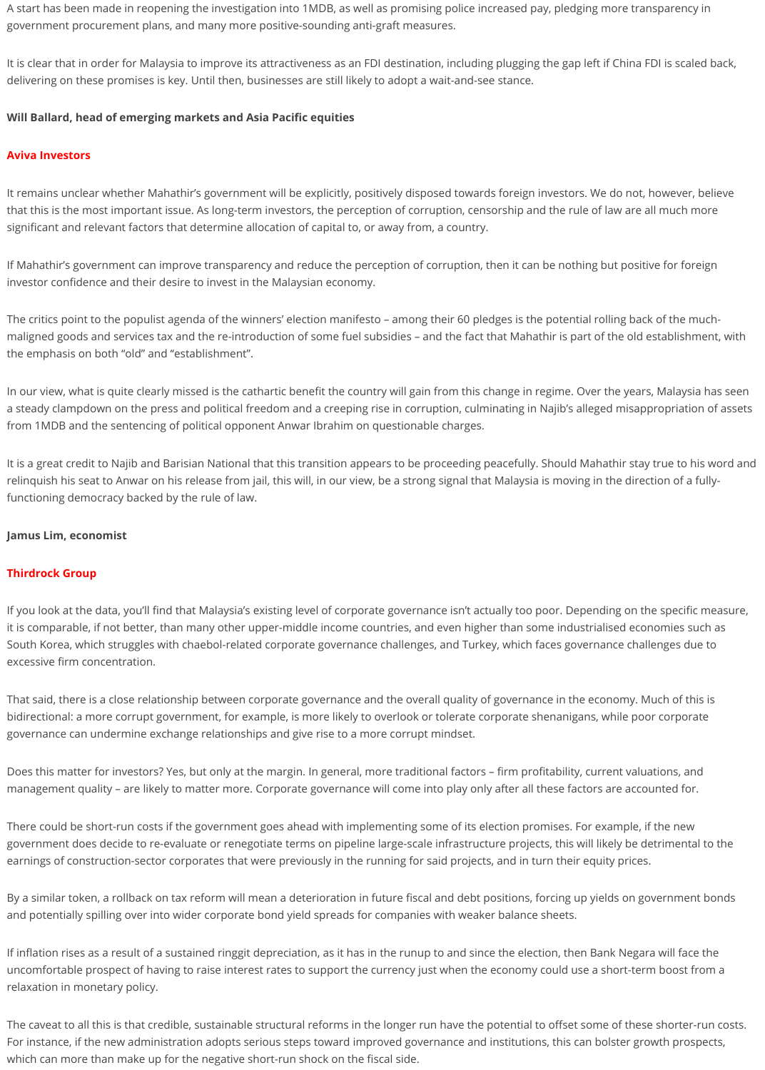A start has been made in reopening the investigation into 1MDB, as well as promising police increased pay, pledging more transparency in government procurement plans, and many more positive-sounding anti-graft measures.

It is clear that in order for Malaysia to improve its attractiveness as an FDI destination, including plugging the gap left if China FDI is scaled back, delivering on these promises is key. Until then, businesses are still likely to adopt a wait-and-see stance.

**Will Ballard, head of emerging markets and Asia Pacific equities**

**Aviva Investors**

It remains unclear whether Mahathir's government will be explicitly, positively disposed towards foreign investors. We do not, however, believe that this is the most important issue. As long-term investors, the perception of corruption, censorship and the rule of law are all much more significant and relevant factors that determine allocation of capital to, or away from, a country.

If Mahathir's government can improve transparency and reduce the perception of corruption, then it can be nothing but positive for foreign investor confidence and their desire to invest in the Malaysian economy.

The critics point to the populist agenda of the winners' election manifesto – among their 60 pledges is the potential rolling back of the much-maligned goods and services tax and the re-introduction of some fuel subsidies – and the fact that Mahathir is part of the old establishment, with the emphasis on both "old" and "establishment".

In our view, what is quite clearly missed is the cathartic benefit the country will gain from this change in regime. Over the years, Malaysia has seen a steady clampdown on the press and political freedom and a creeping rise in corruption, culminating in Najib's alleged misappropriation of assets from 1MDB and the sentencing of political opponent Anwar Ibrahim on questionable charges.

It is a great credit to Najib and Barisian National that this transition appears to be proceeding peacefully. Should Mahathir stay true to his word and relinquish his seat to Anwar on his release from jail, this will, in our view, be a strong signal that Malaysia is moving in the direction of a fully-functioning democracy backed by the rule of law.

**Jamus Lim, economist**

**Thirdrock Group**

If you look at the data, you'll find that Malaysia's existing level of corporate governance isn't actually too poor. Depending on the specific measure, it is comparable, if not better, than many other upper-middle income countries, and even higher than some industrialised economies such as South Korea, which struggles with chaebol-related corporate governance challenges, and Turkey, which faces governance challenges due to excessive firm concentration.

That said, there is a close relationship between corporate governance and the overall quality of governance in the economy. Much of this is bidirectional: a more corrupt government, for example, is more likely to overlook or tolerate corporate shenanigans, while poor corporate governance can undermine exchange relationships and give rise to a more corrupt mindset.

Does this matter for investors? Yes, but only at the margin. In general, more traditional factors – firm profitability, current valuations, and management quality – are likely to matter more. Corporate governance will come into play only after all these factors are accounted for.

There could be short-run costs if the government goes ahead with implementing some of its election promises. For example, if the new government does decide to re-evaluate or renegotiate terms on pipeline large-scale infrastructure projects, this will likely be detrimental to the earnings of construction-sector corporates that were previously in the running for said projects, and in turn their equity prices.

By a similar token, a rollback on tax reform will mean a deterioration in future fiscal and debt positions, forcing up yields on government bonds and potentially spilling over into wider corporate bond yield spreads for companies with weaker balance sheets.

If inflation rises as a result of a sustained ringgit depreciation, as it has in the runup to and since the election, then Bank Negara will face the uncomfortable prospect of having to raise interest rates to support the currency just when the economy could use a short-term boost from a relaxation in monetary policy.

The caveat to all this is that credible, sustainable structural reforms in the longer run have the potential to offset some of these shorter-run costs. For instance, if the new administration adopts serious steps toward improved governance and institutions, this can bolster growth prospects, which can more than make up for the negative short-run shock on the fiscal side.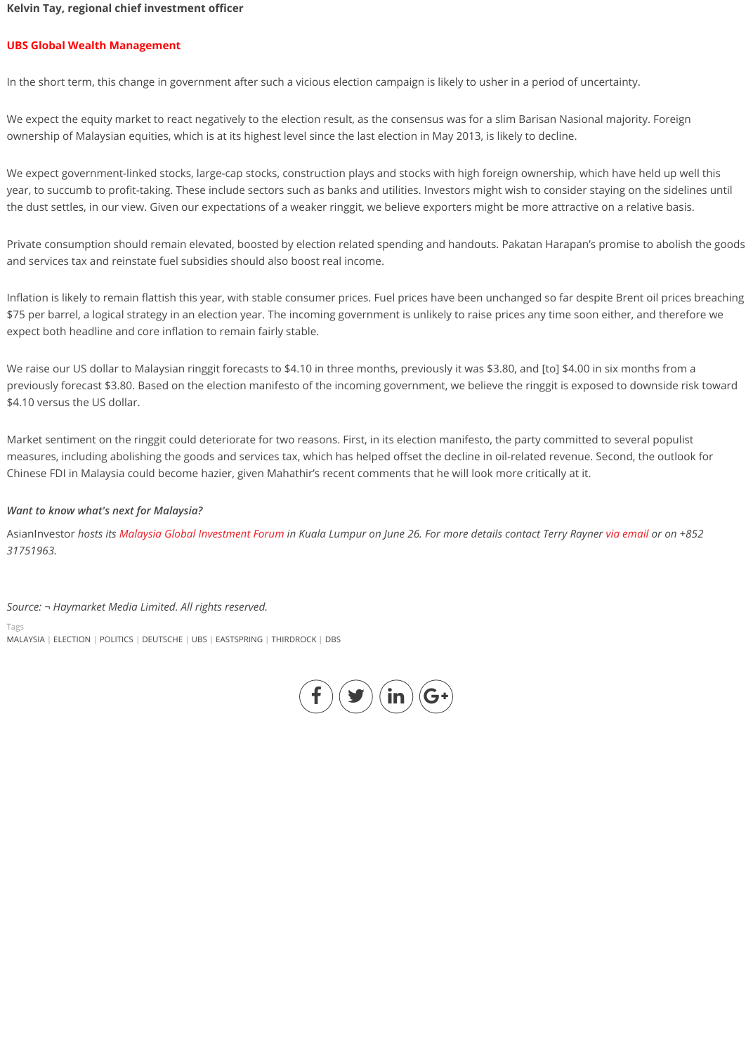**Kelvin Tay, regional chief investment officer**

**UBS Global Wealth Management**

In the short term, this change in government after such a vicious election campaign is likely to usher in a period of uncertainty.

We expect the equity market to react negatively to the election result, as the consensus was for a slim Barisan Nasional majority. Foreign ownership of Malaysian equities, which is at its highest level since the last election in May 2013, is likely to decline.

We expect government-linked stocks, large-cap stocks, construction plays and stocks with high foreign ownership, which have held up well this year, to succumb to profit-taking. These include sectors such as banks and utilities. Investors might wish to consider staying on the sidelines until the dust settles, in our view. Given our expectations of a weaker ringgit, we believe exporters might be more attractive on a relative basis.

Private consumption should remain elevated, boosted by election related spending and handouts. Pakatan Harapan's promise to abolish the goods and services tax and reinstate fuel subsidies should also boost real income.

Inflation is likely to remain flattish this year, with stable consumer prices. Fuel prices have been unchanged so far despite Brent oil prices breaching $75 per barrel, a logical strategy in an election year. The incoming government is unlikely to raise prices any time soon either, and therefore we expect both headline and core inflation to remain fairly stable.

We raise our US dollar to Malaysian ringgit forecasts to $4.10 in three months, previously it was $3.80, and [to] $4.00 in six months from a previously forecast $3.80. Based on the election manifesto of the incoming government, we believe the ringgit is exposed to downside risk toward $4.10 versus the US dollar.

Market sentiment on the ringgit could deteriorate for two reasons. First, in its election manifesto, the party committed to several populist measures, including abolishing the goods and services tax, which has helped offset the decline in oil-related revenue. Second, the outlook for Chinese FDI in Malaysia could become hazier, given Mahathir's recent comments that he will look more critically at it.

***Want to know what's next for Malaysia?***

AsianInvestor *hosts its Malaysia Global Investment Forum in Kuala Lumpur on June 26. For more details contact Terry Rayner via email or on +852 31751963.*

*Source: ¬ Haymarket Media Limited. All rights reserved.*

Tags
MALAYSIA | ELECTION | POLITICS | DEUTSCHE | UBS | EASTSPRING | THIRDROCK | DBS